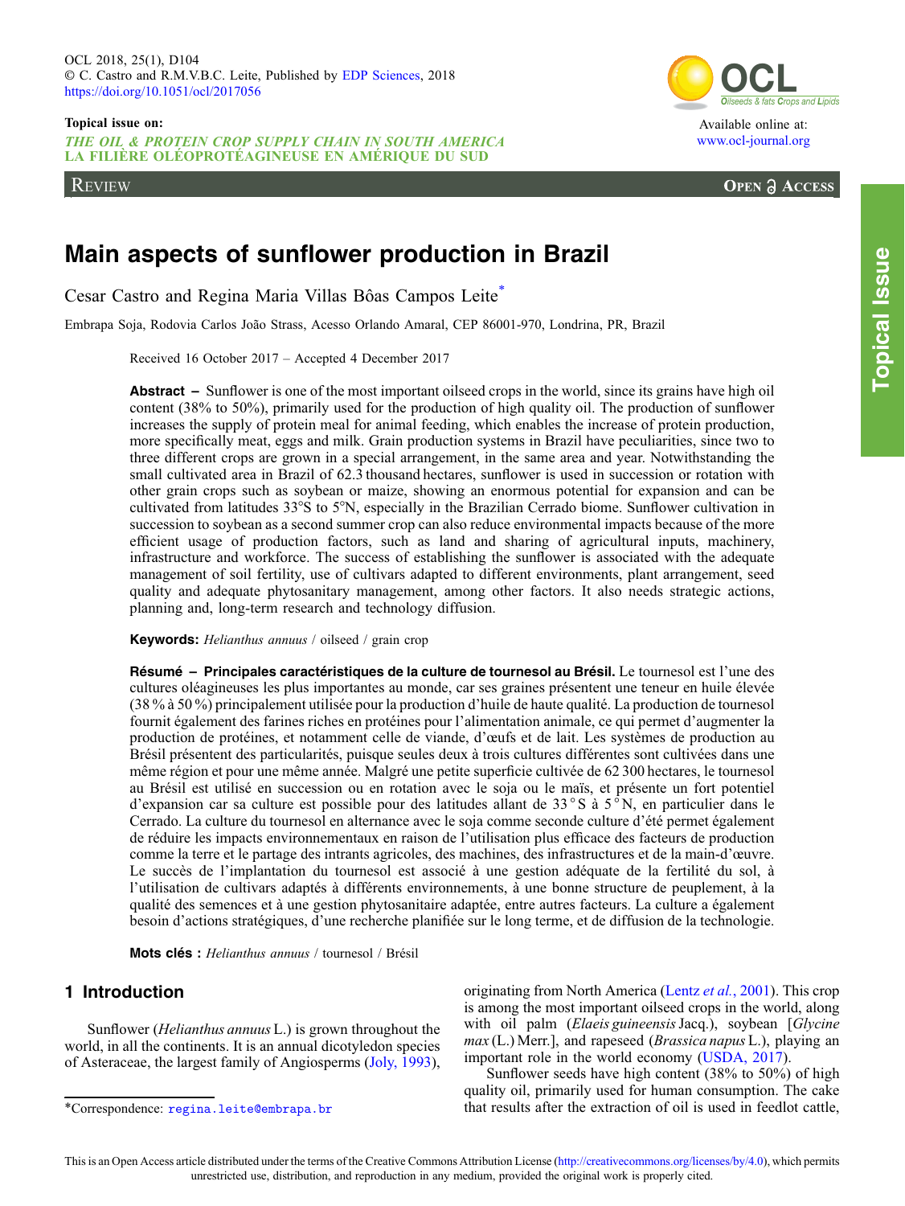Topical issue on:
*THE OIL & PROTEIN CROP SUPPLY CHAIN IN SOUTH AMERICA*
LA FILIÈRE OLÉOPROTÉAGINEUSE EN AMÉRIQUE DU SUD

REVIEW

# Main aspects of sunflower production in Brazil

Cesar Castro and Regina Maria Villas Bôas Campos Leite*

Embrapa Soja, Rodovia Carlos João Strass, Acesso Orlando Amaral, CEP 86001-970, Londrina, PR, Brazil

Received 16 October 2017 – Accepted 4 December 2017

**Abstract –** Sunflower is one of the most important oilseed crops in the world, since its grains have high oil content (38% to 50%), primarily used for the production of high quality oil. The production of sunflower increases the supply of protein meal for animal feeding, which enables the increase of protein production, more specifically meat, eggs and milk. Grain production systems in Brazil have peculiarities, since two to three different crops are grown in a special arrangement, in the same area and year. Notwithstanding the small cultivated area in Brazil of 62.3 thousand hectares, sunflower is used in succession or rotation with other grain crops such as soybean or maize, showing an enormous potential for expansion and can be cultivated from latitudes 33°S to 5°N, especially in the Brazilian Cerrado biome. Sunflower cultivation in succession to soybean as a second summer crop can also reduce environmental impacts because of the more efficient usage of production factors, such as land and sharing of agricultural inputs, machinery, infrastructure and workforce. The success of establishing the sunflower is associated with the adequate management of soil fertility, use of cultivars adapted to different environments, plant arrangement, seed quality and adequate phytosanitary management, among other factors. It also needs strategic actions, planning and, long-term research and technology diffusion.

**Keywords:** *Helianthus annuus* / oilseed / grain crop

**Résumé – Principales caractéristiques de la culture de tournesol au Brésil.** Le tournesol est l'une des cultures oléagineuses les plus importantes au monde, car ses graines présentent une teneur en huile élevée (38 % à 50 %) principalement utilisée pour la production d'huile de haute qualité. La production de tournesol fournit également des farines riches en protéines pour l'alimentation animale, ce qui permet d'augmenter la production de protéines, et notamment celle de viande, d'œufs et de lait. Les systèmes de production au Brésil présentent des particularités, puisque seules deux à trois cultures différentes sont cultivées dans une même région et pour une même année. Malgré une petite superficie cultivée de 62 300 hectares, le tournesol au Brésil est utilisé en succession ou en rotation avec le soja ou le maïs, et présente un fort potentiel d'expansion car sa culture est possible pour des latitudes allant de 33 ° S à 5 ° N, en particulier dans le Cerrado. La culture du tournesol en alternance avec le soja comme seconde culture d'été permet également de réduire les impacts environnementaux en raison de l'utilisation plus efficace des facteurs de production comme la terre et le partage des intrants agricoles, des machines, des infrastructures et de la main-d'œuvre. Le succès de l'implantation du tournesol est associé à une gestion adéquate de la fertilité du sol, à l'utilisation de cultivars adaptés à différents environnements, à une bonne structure de peuplement, à la qualité des semences et à une gestion phytosanitaire adaptée, entre autres facteurs. La culture a également besoin d'actions stratégiques, d'une recherche planifiée sur le long terme, et de diffusion de la technologie.

**Mots clés :** *Helianthus annuus* / tournesol / Brésil

## 1 Introduction

Sunflower (*Helianthus annuus* L.) is grown throughout the world, in all the continents. It is an annual dicotyledon species of Asteraceae, the largest family of Angiosperms (Joly, 1993), originating from North America (Lentz *et al.*, 2001). This crop is among the most important oilseed crops in the world, along with oil palm (*Elaeis guineensis* Jacq.), soybean [*Glycine max* (L.) Merr.], and rapeseed (*Brassica napus* L.), playing an important role in the world economy (USDA, 2017).

Sunflower seeds have high content (38% to 50%) of high quality oil, primarily used for human consumption. The cake that results after the extraction of oil is used in feedlot cattle,

*Correspondence: regina.leite@embrapa.br

This is an Open Access article distributed under the terms of the Creative Commons Attribution License (http://creativecommons.org/licenses/by/4.0), which permits unrestricted use, distribution, and reproduction in any medium, provided the original work is properly cited.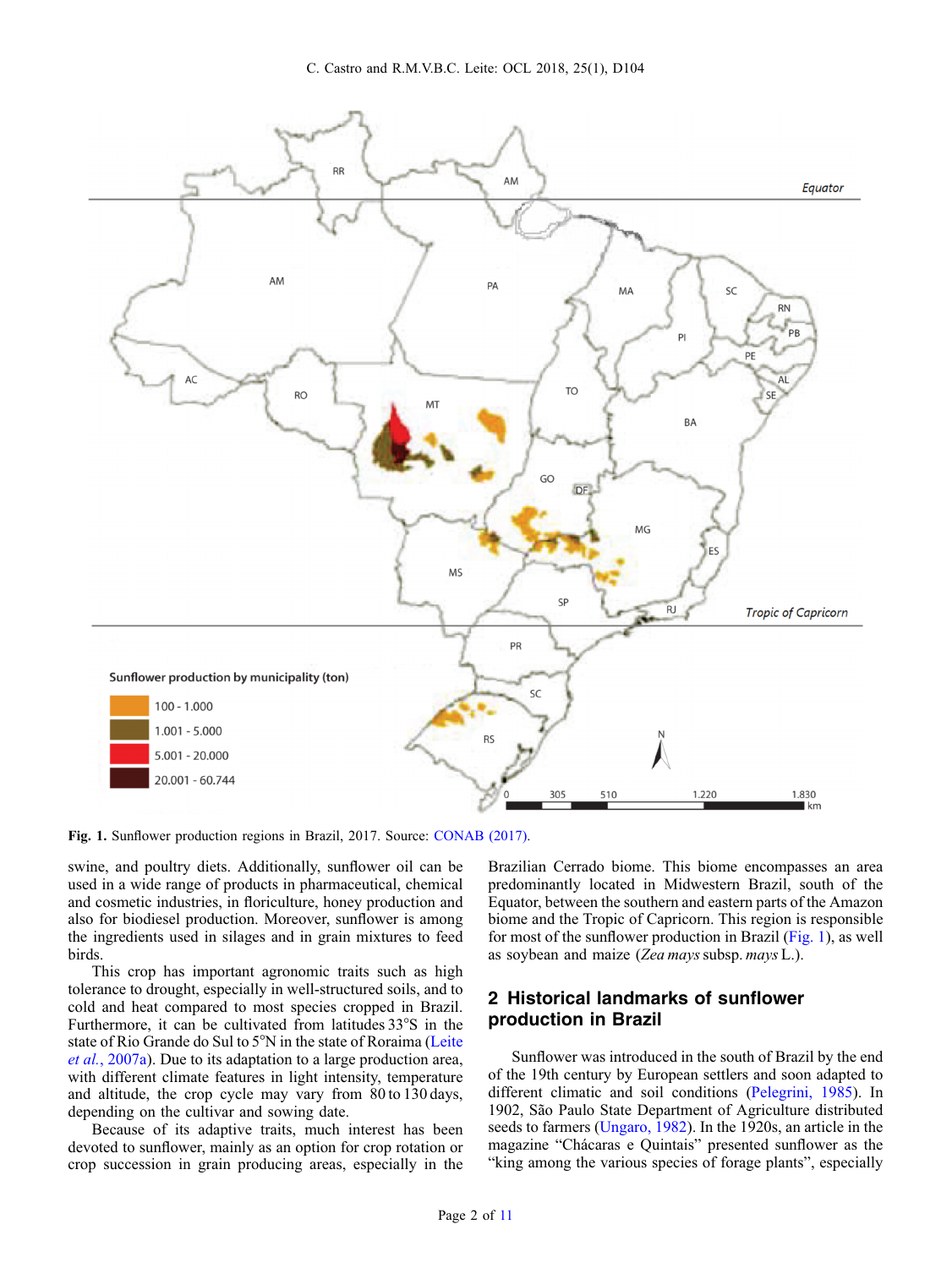Fig. 1. Sunflower production regions in Brazil, 2017. Source: CONAB (2017).

swine, and poultry diets. Additionally, sunflower oil can be used in a wide range of products in pharmaceutical, chemical and cosmetic industries, in floriculture, honey production and also for biodiesel production. Moreover, sunflower is among the ingredients used in silages and in grain mixtures to feed birds.

This crop has important agronomic traits such as high tolerance to drought, especially in well-structured soils, and to cold and heat compared to most species cropped in Brazil. Furthermore, it can be cultivated from latitudes 33°S in the state of Rio Grande do Sul to 5°N in the state of Roraima (Leite *et al.*, 2007a). Due to its adaptation to a large production area, with different climate features in light intensity, temperature and altitude, the crop cycle may vary from 80 to 130 days, depending on the cultivar and sowing date.

Because of its adaptive traits, much interest has been devoted to sunflower, mainly as an option for crop rotation or crop succession in grain producing areas, especially in the Brazilian Cerrado biome. This biome encompasses an area predominantly located in Midwestern Brazil, south of the Equator, between the southern and eastern parts of the Amazon biome and the Tropic of Capricorn. This region is responsible for most of the sunflower production in Brazil (Fig. 1), as well as soybean and maize (*Zea mays* subsp. *mays* L.).

## 2 Historical landmarks of sunflower production in Brazil

Sunflower was introduced in the south of Brazil by the end of the 19th century by European settlers and soon adapted to different climatic and soil conditions (Pelegrini, 1985). In 1902, São Paulo State Department of Agriculture distributed seeds to farmers (Ungaro, 1982). In the 1920s, an article in the magazine “Chácaras e Quintais” presented sunflower as the “king among the various species of forage plants”, especially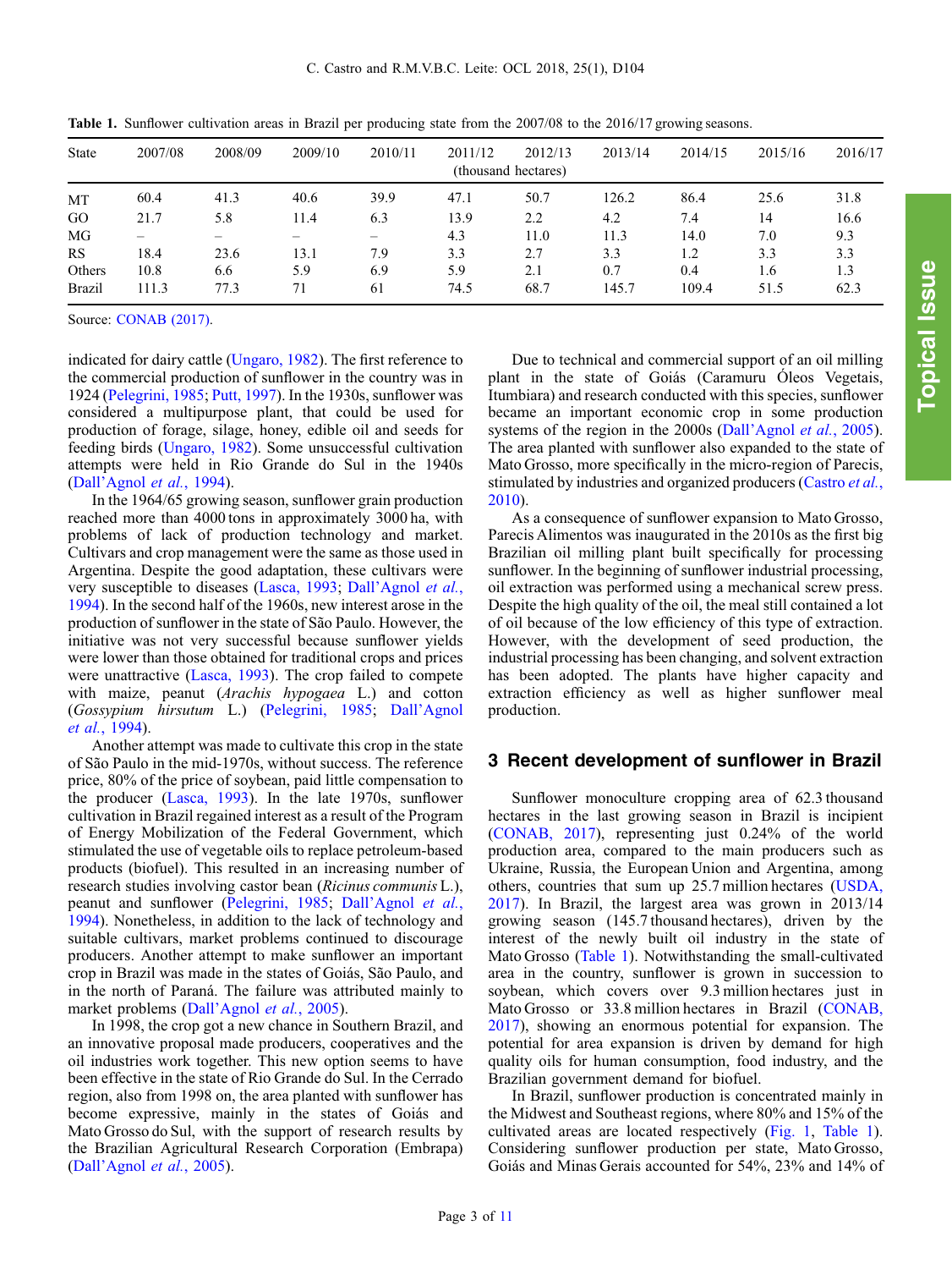**Table 1.** Sunflower cultivation areas in Brazil per producing state from the 2007/08 to the 2016/17 growing seasons.

| State | 2007/08 | 2008/09 | 2009/10 | 2010/11 | 2011/12 | 2012/13 | 2013/14 | 2014/15 | 2015/16 | 2016/17 |
|---|---|---|---|---|---|---|---|---|---|---|
| | (thousand hectares) | | | | | | | | | |
| MT | 60.4 | 41.3 | 40.6 | 39.9 | 47.1 | 50.7 | 126.2 | 86.4 | 25.6 | 31.8 |
| GO | 21.7 | 5.8 | 11.4 | 6.3 | 13.9 | 2.2 | 4.2 | 7.4 | 14 | 16.6 |
| MG | – | – | – | – | 4.3 | 11.0 | 11.3 | 14.0 | 7.0 | 9.3 |
| RS | 18.4 | 23.6 | 13.1 | 7.9 | 3.3 | 2.7 | 3.3 | 1.2 | 3.3 | 3.3 |
| Others | 10.8 | 6.6 | 5.9 | 6.9 | 5.9 | 2.1 | 0.7 | 0.4 | 1.6 | 1.3 |
| Brazil | 111.3 | 77.3 | 71 | 61 | 74.5 | 68.7 | 145.7 | 109.4 | 51.5 | 62.3 |

Source: CONAB (2017).

indicated for dairy cattle (Ungaro, 1982). The first reference to the commercial production of sunflower in the country was in 1924 (Pelegrini, 1985; Putt, 1997). In the 1930s, sunflower was considered a multipurpose plant, that could be used for production of forage, silage, honey, edible oil and seeds for feeding birds (Ungaro, 1982). Some unsuccessful cultivation attempts were held in Rio Grande do Sul in the 1940s (Dall'Agnol *et al.*, 1994).

In the 1964/65 growing season, sunflower grain production reached more than 4000 tons in approximately 3000 ha, with problems of lack of production technology and market. Cultivars and crop management were the same as those used in Argentina. Despite the good adaptation, these cultivars were very susceptible to diseases (Lasca, 1993; Dall'Agnol *et al.*, 1994). In the second half of the 1960s, new interest arose in the production of sunflower in the state of São Paulo. However, the initiative was not very successful because sunflower yields were lower than those obtained for traditional crops and prices were unattractive (Lasca, 1993). The crop failed to compete with maize, peanut (*Arachis hypogaea* L.) and cotton (*Gossypium hirsutum* L.) (Pelegrini, 1985; Dall'Agnol *et al.*, 1994).

Another attempt was made to cultivate this crop in the state of São Paulo in the mid-1970s, without success. The reference price, 80% of the price of soybean, paid little compensation to the producer (Lasca, 1993). In the late 1970s, sunflower cultivation in Brazil regained interest as a result of the Program of Energy Mobilization of the Federal Government, which stimulated the use of vegetable oils to replace petroleum-based products (biofuel). This resulted in an increasing number of research studies involving castor bean (*Ricinus communis* L.), peanut and sunflower (Pelegrini, 1985; Dall'Agnol *et al.*, 1994). Nonetheless, in addition to the lack of technology and suitable cultivars, market problems continued to discourage producers. Another attempt to make sunflower an important crop in Brazil was made in the states of Goiás, São Paulo, and in the north of Paraná. The failure was attributed mainly to market problems (Dall'Agnol *et al.*, 2005).

In 1998, the crop got a new chance in Southern Brazil, and an innovative proposal made producers, cooperatives and the oil industries work together. This new option seems to have been effective in the state of Rio Grande do Sul. In the Cerrado region, also from 1998 on, the area planted with sunflower has become expressive, mainly in the states of Goiás and Mato Grosso do Sul, with the support of research results by the Brazilian Agricultural Research Corporation (Embrapa) (Dall'Agnol *et al.*, 2005).

Due to technical and commercial support of an oil milling plant in the state of Goiás (Caramuru Óleos Vegetais, Itumbiara) and research conducted with this species, sunflower became an important economic crop in some production systems of the region in the 2000s (Dall'Agnol *et al.*, 2005). The area planted with sunflower also expanded to the state of Mato Grosso, more specifically in the micro-region of Parecis, stimulated by industries and organized producers (Castro *et al.*, 2010).

As a consequence of sunflower expansion to Mato Grosso, Parecis Alimentos was inaugurated in the 2010s as the first big Brazilian oil milling plant built specifically for processing sunflower. In the beginning of sunflower industrial processing, oil extraction was performed using a mechanical screw press. Despite the high quality of the oil, the meal still contained a lot of oil because of the low efficiency of this type of extraction. However, with the development of seed production, the industrial processing has been changing, and solvent extraction has been adopted. The plants have higher capacity and extraction efficiency as well as higher sunflower meal production.

## 3 Recent development of sunflower in Brazil

Sunflower monoculture cropping area of 62.3 thousand hectares in the last growing season in Brazil is incipient (CONAB, 2017), representing just 0.24% of the world production area, compared to the main producers such as Ukraine, Russia, the European Union and Argentina, among others, countries that sum up 25.7 million hectares (USDA, 2017). In Brazil, the largest area was grown in 2013/14 growing season (145.7 thousand hectares), driven by the interest of the newly built oil industry in the state of Mato Grosso (Table 1). Notwithstanding the small-cultivated area in the country, sunflower is grown in succession to soybean, which covers over 9.3 million hectares just in Mato Grosso or 33.8 million hectares in Brazil (CONAB, 2017), showing an enormous potential for expansion. The potential for area expansion is driven by demand for high quality oils for human consumption, food industry, and the Brazilian government demand for biofuel.

In Brazil, sunflower production is concentrated mainly in the Midwest and Southeast regions, where 80% and 15% of the cultivated areas are located respectively (Fig. 1, Table 1). Considering sunflower production per state, Mato Grosso, Goiás and Minas Gerais accounted for 54%, 23% and 14% of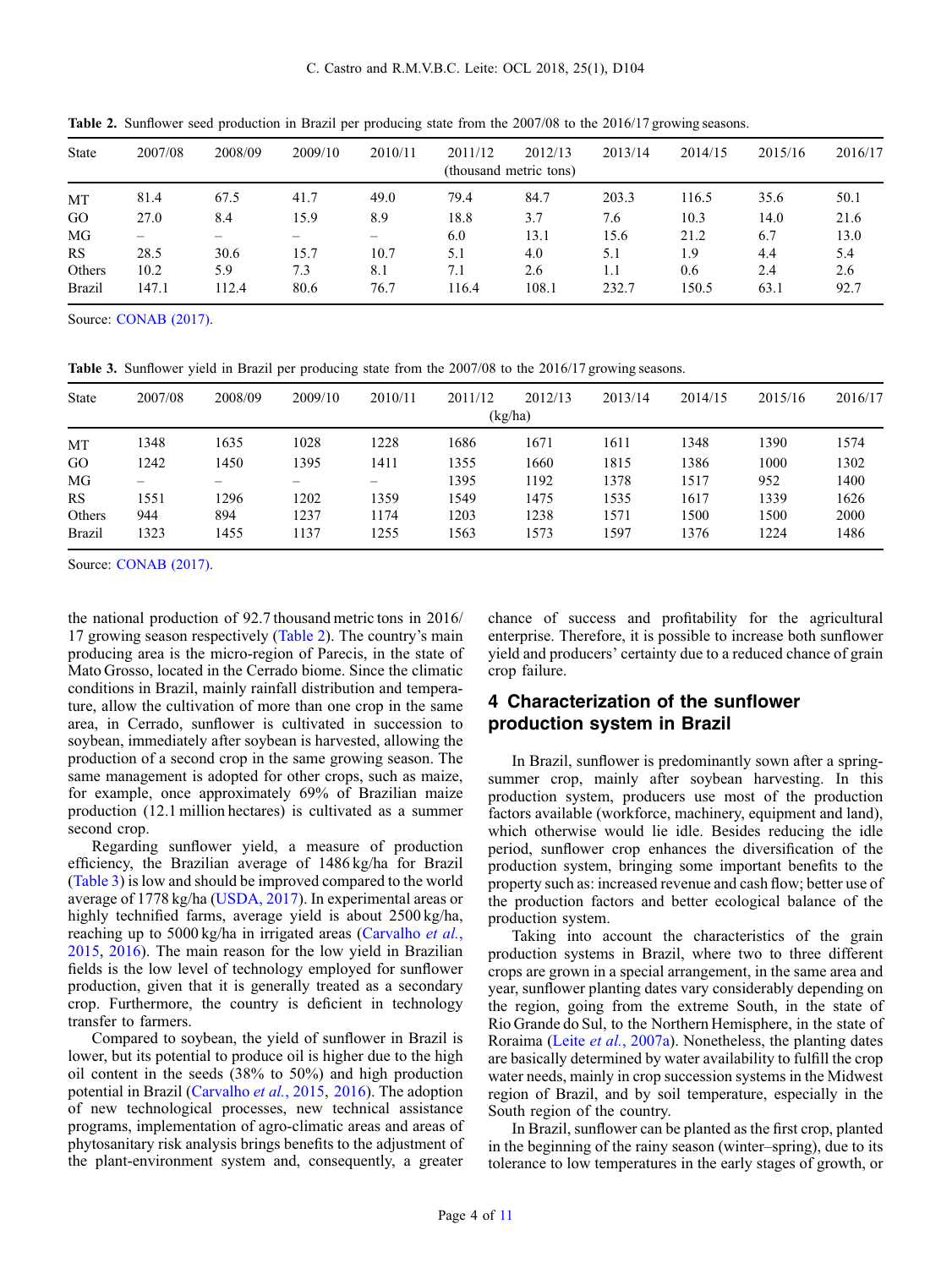**Table 2.** Sunflower seed production in Brazil per producing state from the 2007/08 to the 2016/17 growing seasons.

| State | 2007/08 | 2008/09 | 2009/10 | 2010/11 | 2011/12 | 2012/13 | 2013/14 | 2014/15 | 2015/16 | 2016/17 |
|---|---|---|---|---|---|---|---|---|---|---|
| | (thousand metric tons) | | | | | | | | | |
| MT | 81.4 | 67.5 | 41.7 | 49.0 | 79.4 | 84.7 | 203.3 | 116.5 | 35.6 | 50.1 |
| GO | 27.0 | 8.4 | 15.9 | 8.9 | 18.8 | 3.7 | 7.6 | 10.3 | 14.0 | 21.6 |
| MG | – | – | – | – | 6.0 | 13.1 | 15.6 | 21.2 | 6.7 | 13.0 |
| RS | 28.5 | 30.6 | 15.7 | 10.7 | 5.1 | 4.0 | 5.1 | 1.9 | 4.4 | 5.4 |
| Others | 10.2 | 5.9 | 7.3 | 8.1 | 7.1 | 2.6 | 1.1 | 0.6 | 2.4 | 2.6 |
| Brazil | 147.1 | 112.4 | 80.6 | 76.7 | 116.4 | 108.1 | 232.7 | 150.5 | 63.1 | 92.7 |

Source: CONAB (2017).

**Table 3.** Sunflower yield in Brazil per producing state from the 2007/08 to the 2016/17 growing seasons.

| State | 2007/08 | 2008/09 | 2009/10 | 2010/11 | 2011/12 | 2012/13 | 2013/14 | 2014/15 | 2015/16 | 2016/17 |
|---|---|---|---|---|---|---|---|---|---|---|
| | (kg/ha) | | | | | | | | | |
| MT | 1348 | 1635 | 1028 | 1228 | 1686 | 1671 | 1611 | 1348 | 1390 | 1574 |
| GO | 1242 | 1450 | 1395 | 1411 | 1355 | 1660 | 1815 | 1386 | 1000 | 1302 |
| MG | – | – | – | – | 1395 | 1192 | 1378 | 1517 | 952 | 1400 |
| RS | 1551 | 1296 | 1202 | 1359 | 1549 | 1475 | 1535 | 1617 | 1339 | 1626 |
| Others | 944 | 894 | 1237 | 1174 | 1203 | 1238 | 1571 | 1500 | 1500 | 2000 |
| Brazil | 1323 | 1455 | 1137 | 1255 | 1563 | 1573 | 1597 | 1376 | 1224 | 1486 |

Source: CONAB (2017).

the national production of 92.7 thousand metric tons in 2016/17 growing season respectively (Table 2). The country's main producing area is the micro-region of Parecis, in the state of Mato Grosso, located in the Cerrado biome. Since the climatic conditions in Brazil, mainly rainfall distribution and temperature, allow the cultivation of more than one crop in the same area, in Cerrado, sunflower is cultivated in succession to soybean, immediately after soybean is harvested, allowing the production of a second crop in the same growing season. The same management is adopted for other crops, such as maize, for example, once approximately 69% of Brazilian maize production (12.1 million hectares) is cultivated as a summer second crop.

Regarding sunflower yield, a measure of production efficiency, the Brazilian average of 1486 kg/ha for Brazil (Table 3) is low and should be improved compared to the world average of 1778 kg/ha (USDA, 2017). In experimental areas or highly technified farms, average yield is about 2500 kg/ha, reaching up to 5000 kg/ha in irrigated areas (Carvalho *et al.*, 2015, 2016). The main reason for the low yield in Brazilian fields is the low level of technology employed for sunflower production, given that it is generally treated as a secondary crop. Furthermore, the country is deficient in technology transfer to farmers.

Compared to soybean, the yield of sunflower in Brazil is lower, but its potential to produce oil is higher due to the high oil content in the seeds (38% to 50%) and high production potential in Brazil (Carvalho *et al.*, 2015, 2016). The adoption of new technological processes, new technical assistance programs, implementation of agro-climatic areas and areas of phytosanitary risk analysis brings benefits to the adjustment of the plant-environment system and, consequently, a greater chance of success and profitability for the agricultural enterprise. Therefore, it is possible to increase both sunflower yield and producers' certainty due to a reduced chance of grain crop failure.

## 4 Characterization of the sunflower production system in Brazil

In Brazil, sunflower is predominantly sown after a spring-summer crop, mainly after soybean harvesting. In this production system, producers use most of the production factors available (workforce, machinery, equipment and land), which otherwise would lie idle. Besides reducing the idle period, sunflower crop enhances the diversification of the production system, bringing some important benefits to the property such as: increased revenue and cash flow; better use of the production factors and better ecological balance of the production system.

Taking into account the characteristics of the grain production systems in Brazil, where two to three different crops are grown in a special arrangement, in the same area and year, sunflower planting dates vary considerably depending on the region, going from the extreme South, in the state of Rio Grande do Sul, to the Northern Hemisphere, in the state of Roraima (Leite *et al.*, 2007a). Nonetheless, the planting dates are basically determined by water availability to fulfill the crop water needs, mainly in crop succession systems in the Midwest region of Brazil, and by soil temperature, especially in the South region of the country.

In Brazil, sunflower can be planted as the first crop, planted in the beginning of the rainy season (winter–spring), due to its tolerance to low temperatures in the early stages of growth, or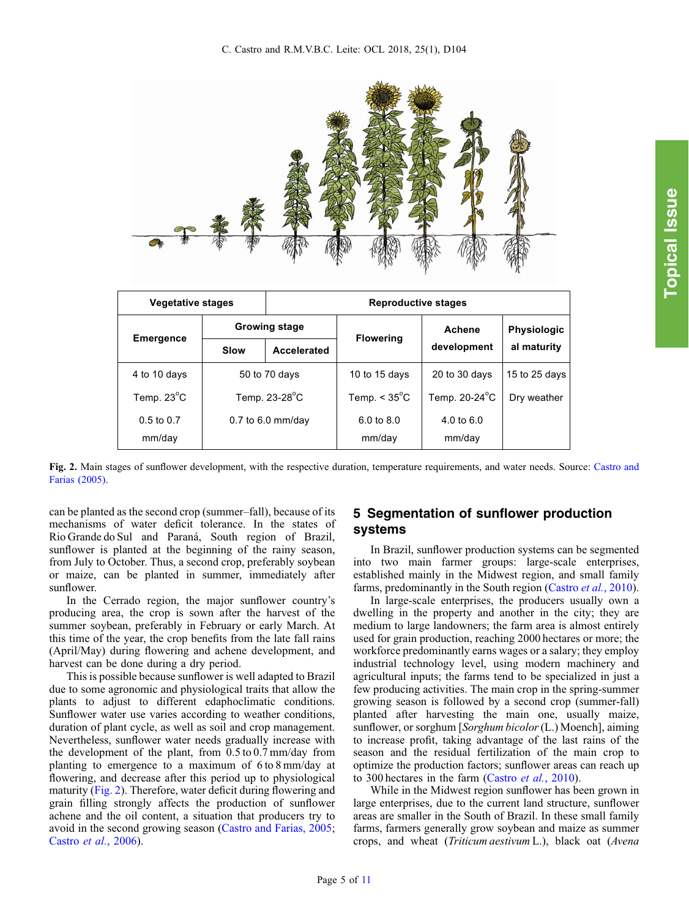| Vegetative stages | | | Reproductive stages | | |
|---|---|---|---|---|---|
| Emergence | Growing stage | | Flowering | Achene development | Physiological maturity |
| | Slow | Accelerated | | | |
| 4 to 10 days | 50 to 70 days | | 10 to 15 days | 20 to 30 days | 15 to 25 days |
| Temp. 23°C | Temp. 23-28°C | | Temp. < 35°C | Temp. 20-24°C | Dry weather |
| 0.5 to 0.7 mm/day | 0.7 to 6.0 mm/day | | 6.0 to 8.0 mm/day | 4.0 to 6.0 mm/day | |

**Fig. 2.** Main stages of sunflower development, with the respective duration, temperature requirements, and water needs. Source: Castro and Farias (2005).

can be planted as the second crop (summer–fall), because of its mechanisms of water deficit tolerance. In the states of Rio Grande do Sul and Paraná, South region of Brazil, sunflower is planted at the beginning of the rainy season, from July to October. Thus, a second crop, preferably soybean or maize, can be planted in summer, immediately after sunflower.

In the Cerrado region, the major sunflower country's producing area, the crop is sown after the harvest of the summer soybean, preferably in February or early March. At this time of the year, the crop benefits from the late fall rains (April/May) during flowering and achene development, and harvest can be done during a dry period.

This is possible because sunflower is well adapted to Brazil due to some agronomic and physiological traits that allow the plants to adjust to different edaphoclimatic conditions. Sunflower water use varies according to weather conditions, duration of plant cycle, as well as soil and crop management. Nevertheless, sunflower water needs gradually increase with the development of the plant, from 0.5 to 0.7 mm/day from planting to emergence to a maximum of 6 to 8 mm/day at flowering, and decrease after this period up to physiological maturity (Fig. 2). Therefore, water deficit during flowering and grain filling strongly affects the production of sunflower achene and the oil content, a situation that producers try to avoid in the second growing season (Castro and Farias, 2005; Castro *et al.*, 2006).

## 5 Segmentation of sunflower production systems

In Brazil, sunflower production systems can be segmented into two main farmer groups: large-scale enterprises, established mainly in the Midwest region, and small family farms, predominantly in the South region (Castro *et al.*, 2010).

In large-scale enterprises, the producers usually own a dwelling in the property and another in the city; they are medium to large landowners; the farm area is almost entirely used for grain production, reaching 2000 hectares or more; the workforce predominantly earns wages or a salary; they employ industrial technology level, using modern machinery and agricultural inputs; the farms tend to be specialized in just a few producing activities. The main crop in the spring-summer growing season is followed by a second crop (summer-fall) planted after harvesting the main one, usually maize, sunflower, or sorghum [*Sorghum bicolor* (L.) Moench], aiming to increase profit, taking advantage of the last rains of the season and the residual fertilization of the main crop to optimize the production factors; sunflower areas can reach up to 300 hectares in the farm (Castro *et al.*, 2010).

While in the Midwest region sunflower has been grown in large enterprises, due to the current land structure, sunflower areas are smaller in the South of Brazil. In these small family farms, farmers generally grow soybean and maize as summer crops, and wheat (*Triticum aestivum* L.), black oat (*Avena*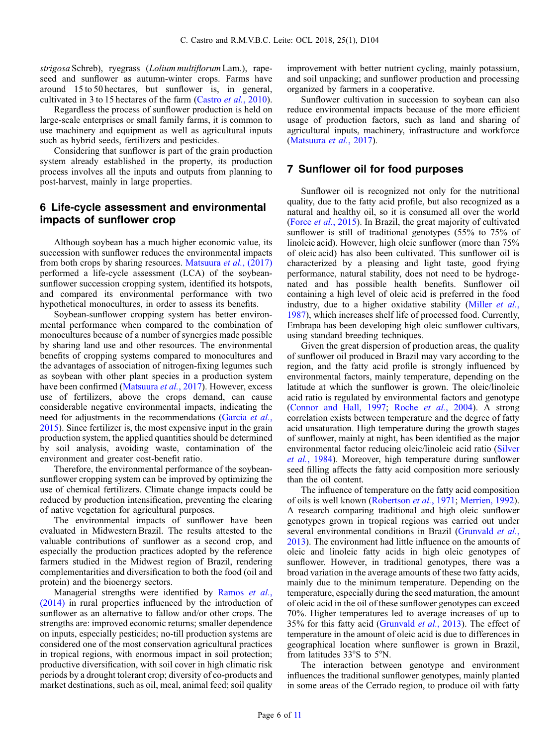*strigosa* Schreb), ryegrass (*Lolium multiflorum* Lam.), rapeseed and sunflower as autumn-winter crops. Farms have around 15 to 50 hectares, but sunflower is, in general, cultivated in 3 to 15 hectares of the farm (Castro *et al.*, 2010).

Regardless the process of sunflower production is held on large-scale enterprises or small family farms, it is common to use machinery and equipment as well as agricultural inputs such as hybrid seeds, fertilizers and pesticides.

Considering that sunflower is part of the grain production system already established in the property, its production process involves all the inputs and outputs from planning to post-harvest, mainly in large properties.

## 6 Life-cycle assessment and environmental impacts of sunflower crop

Although soybean has a much higher economic value, its succession with sunflower reduces the environmental impacts from both crops by sharing resources. Matsuura *et al.*, (2017) performed a life-cycle assessment (LCA) of the soybean-sunflower succession cropping system, identified its hotspots, and compared its environmental performance with two hypothetical monocultures, in order to assess its benefits.

Soybean-sunflower cropping system has better environmental performance when compared to the combination of monocultures because of a number of synergies made possible by sharing land use and other resources. The environmental benefits of cropping systems compared to monocultures and the advantages of association of nitrogen-fixing legumes such as soybean with other plant species in a production system have been confirmed (Matsuura *et al.*, 2017). However, excess use of fertilizers, above the crops demand, can cause considerable negative environmental impacts, indicating the need for adjustments in the recommendations (Garcia *et al.*, 2015). Since fertilizer is, the most expensive input in the grain production system, the applied quantities should be determined by soil analysis, avoiding waste, contamination of the environment and greater cost-benefit ratio.

Therefore, the environmental performance of the soybean-sunflower cropping system can be improved by optimizing the use of chemical fertilizers. Climate change impacts could be reduced by production intensification, preventing the clearing of native vegetation for agricultural purposes.

The environmental impacts of sunflower have been evaluated in Midwestern Brazil. The results attested to the valuable contributions of sunflower as a second crop, and especially the production practices adopted by the reference farmers studied in the Midwest region of Brazil, rendering complementarities and diversification to both the food (oil and protein) and the bioenergy sectors.

Managerial strengths were identified by Ramos *et al.*, (2014) in rural properties influenced by the introduction of sunflower as an alternative to fallow and/or other crops. The strengths are: improved economic returns; smaller dependence on inputs, especially pesticides; no-till production systems are considered one of the most conservation agricultural practices in tropical regions, with enormous impact in soil protection; productive diversification, with soil cover in high climatic risk periods by a drought tolerant crop; diversity of co-products and market destinations, such as oil, meal, animal feed; soil quality improvement with better nutrient cycling, mainly potassium, and soil unpacking; and sunflower production and processing organized by farmers in a cooperative.

Sunflower cultivation in succession to soybean can also reduce environmental impacts because of the more efficient usage of production factors, such as land and sharing of agricultural inputs, machinery, infrastructure and workforce (Matsuura *et al.*, 2017).

## 7 Sunflower oil for food purposes

Sunflower oil is recognized not only for the nutritional quality, due to the fatty acid profile, but also recognized as a natural and healthy oil, so it is consumed all over the world (Force *et al.*, 2015). In Brazil, the great majority of cultivated sunflower is still of traditional genotypes (55% to 75% of linoleic acid). However, high oleic sunflower (more than 75% of oleic acid) has also been cultivated. This sunflower oil is characterized by a pleasing and light taste, good frying performance, natural stability, does not need to be hydrogenated and has possible health benefits. Sunflower oil containing a high level of oleic acid is preferred in the food industry, due to a higher oxidative stability (Miller *et al.*, 1987), which increases shelf life of processed food. Currently, Embrapa has been developing high oleic sunflower cultivars, using standard breeding techniques.

Given the great dispersion of production areas, the quality of sunflower oil produced in Brazil may vary according to the region, and the fatty acid profile is strongly influenced by environmental factors, mainly temperature, depending on the latitude at which the sunflower is grown. The oleic/linoleic acid ratio is regulated by environmental factors and genotype (Connor and Hall, 1997; Roche *et al.*, 2004). A strong correlation exists between temperature and the degree of fatty acid unsaturation. High temperature during the growth stages of sunflower, mainly at night, has been identified as the major environmental factor reducing oleic/linoleic acid ratio (Silver *et al.*, 1984). Moreover, high temperature during sunflower seed filling affects the fatty acid composition more seriously than the oil content.

The influence of temperature on the fatty acid composition of oils is well known (Robertson *et al.*, 1971; Merrien, 1992). A research comparing traditional and high oleic sunflower genotypes grown in tropical regions was carried out under several environmental conditions in Brazil (Grunvald *et al.*, 2013). The environment had little influence on the amounts of oleic and linoleic fatty acids in high oleic genotypes of sunflower. However, in traditional genotypes, there was a broad variation in the average amounts of these two fatty acids, mainly due to the minimum temperature. Depending on the temperature, especially during the seed maturation, the amount of oleic acid in the oil of these sunflower genotypes can exceed 70%. Higher temperatures led to average increases of up to 35% for this fatty acid (Grunvald *et al.*, 2013). The effect of temperature in the amount of oleic acid is due to differences in geographical location where sunflower is grown in Brazil, from latitudes 33°S to 5°N.

The interaction between genotype and environment influences the traditional sunflower genotypes, mainly planted in some areas of the Cerrado region, to produce oil with fatty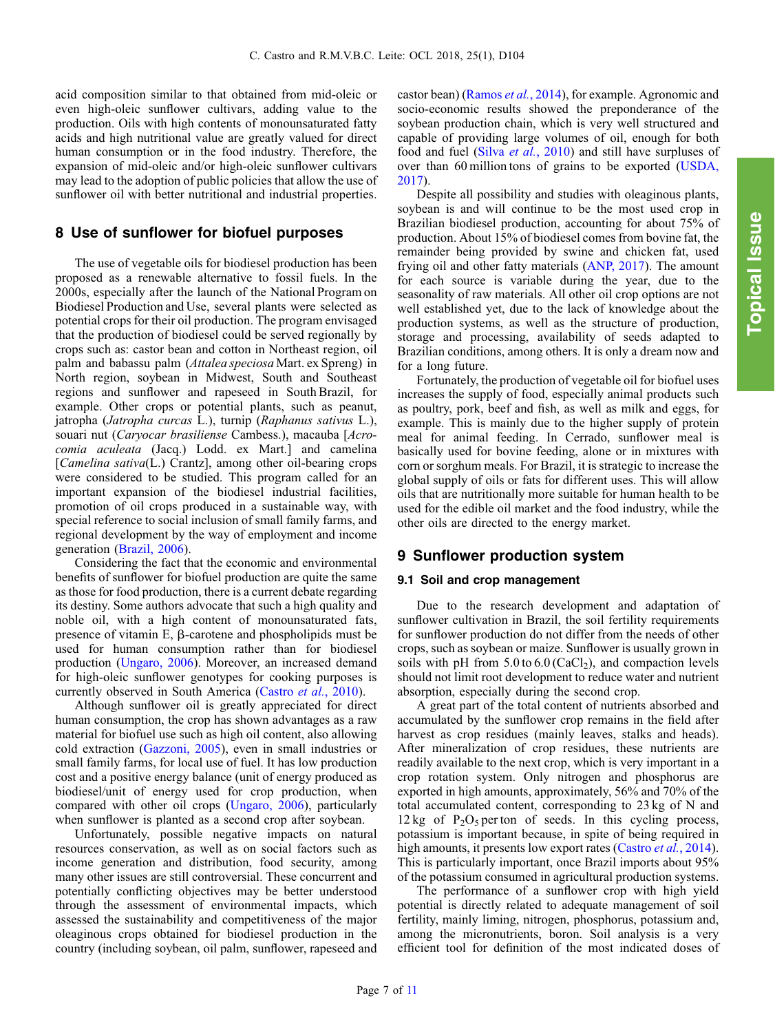acid composition similar to that obtained from mid-oleic or even high-oleic sunflower cultivars, adding value to the production. Oils with high contents of monounsaturated fatty acids and high nutritional value are greatly valued for direct human consumption or in the food industry. Therefore, the expansion of mid-oleic and/or high-oleic sunflower cultivars may lead to the adoption of public policies that allow the use of sunflower oil with better nutritional and industrial properties.

## 8 Use of sunflower for biofuel purposes

The use of vegetable oils for biodiesel production has been proposed as a renewable alternative to fossil fuels. In the 2000s, especially after the launch of the National Program on Biodiesel Production and Use, several plants were selected as potential crops for their oil production. The program envisaged that the production of biodiesel could be served regionally by crops such as: castor bean and cotton in Northeast region, oil palm and babassu palm (*Attalea speciosa* Mart. ex Spreng) in North region, soybean in Midwest, South and Southeast regions and sunflower and rapeseed in South Brazil, for example. Other crops or potential plants, such as peanut, jatropha (*Jatropha curcas* L.), turnip (*Raphanus sativus* L.), souari nut (*Caryocar brasiliense* Cambess.), macauba [*Acrocomia aculeata* (Jacq.) Lodd. ex Mart.] and camelina [*Camelina sativa*(L.) Crantz], among other oil-bearing crops were considered to be studied. This program called for an important expansion of the biodiesel industrial facilities, promotion of oil crops produced in a sustainable way, with special reference to social inclusion of small family farms, and regional development by the way of employment and income generation (Brazil, 2006).

Considering the fact that the economic and environmental benefits of sunflower for biofuel production are quite the same as those for food production, there is a current debate regarding its destiny. Some authors advocate that such a high quality and noble oil, with a high content of monounsaturated fats, presence of vitamin E, β-carotene and phospholipids must be used for human consumption rather than for biodiesel production (Ungaro, 2006). Moreover, an increased demand for high-oleic sunflower genotypes for cooking purposes is currently observed in South America (Castro *et al.*, 2010).

Although sunflower oil is greatly appreciated for direct human consumption, the crop has shown advantages as a raw material for biofuel use such as high oil content, also allowing cold extraction (Gazzoni, 2005), even in small industries or small family farms, for local use of fuel. It has low production cost and a positive energy balance (unit of energy produced as biodiesel/unit of energy used for crop production, when compared with other oil crops (Ungaro, 2006), particularly when sunflower is planted as a second crop after soybean.

Unfortunately, possible negative impacts on natural resources conservation, as well as on social factors such as income generation and distribution, food security, among many other issues are still controversial. These concurrent and potentially conflicting objectives may be better understood through the assessment of environmental impacts, which assessed the sustainability and competitiveness of the major oleaginous crops obtained for biodiesel production in the country (including soybean, oil palm, sunflower, rapeseed and castor bean) (Ramos *et al.*, 2014), for example. Agronomic and socio-economic results showed the preponderance of the soybean production chain, which is very well structured and capable of providing large volumes of oil, enough for both food and fuel (Silva *et al.*, 2010) and still have surpluses of over than 60 million tons of grains to be exported (USDA, 2017).

Despite all possibility and studies with oleaginous plants, soybean is and will continue to be the most used crop in Brazilian biodiesel production, accounting for about 75% of production. About 15% of production comes from bovine fat, the remainder being provided by swine and chicken fat, used frying oil and other fatty materials (ANP, 2017). The amount for each source is variable during the year, due to the seasonality of raw materials. All other oil crop options are not well established yet, due to the lack of knowledge about the production systems, as well as the structure of production, storage and processing, availability of seeds adapted to Brazilian conditions, among others. It is only a dream now and for a long future.

Fortunately, the production of vegetable oil for biofuel uses increases the supply of food, especially animal products such as poultry, pork, beef and fish, as well as milk and eggs, for example. This is mainly due to the higher supply of protein meal for animal feeding. In Cerrado, sunflower meal is basically used for bovine feeding, alone or in mixtures with corn or sorghum meals. For Brazil, it is strategic to increase the global supply of oils or fats for different uses. This will allow oils that are nutritionally more suitable for human health to be used for the edible oil market and the food industry, while the other oils are directed to the energy market.

## 9 Sunflower production system

### 9.1 Soil and crop management

Due to the research development and adaptation of sunflower cultivation in Brazil, the soil fertility requirements for sunflower production do not differ from the needs of other crops, such as soybean or maize. Sunflower is usually grown in soils with pH from 5.0 to 6.0 ($CaCl_2$), and compaction levels should not limit root development to reduce water and nutrient absorption, especially during the second crop.

A great part of the total content of nutrients absorbed and accumulated by the sunflower crop remains in the field after harvest as crop residues (mainly leaves, stalks and heads). After mineralization of crop residues, these nutrients are readily available to the next crop, which is very important in a crop rotation system. Only nitrogen and phosphorus are exported in high amounts, approximately, 56% and 70% of the total accumulated content, corresponding to 23 kg of N and 12 kg of $P_2O_5$ per ton of seeds. In this cycling process, potassium is important because, in spite of being required in high amounts, it presents low export rates (Castro *et al.*, 2014). This is particularly important, once Brazil imports about 95% of the potassium consumed in agricultural production systems.

The performance of a sunflower crop with high yield potential is directly related to adequate management of soil fertility, mainly liming, nitrogen, phosphorus, potassium and, among the micronutrients, boron. Soil analysis is a very efficient tool for definition of the most indicated doses of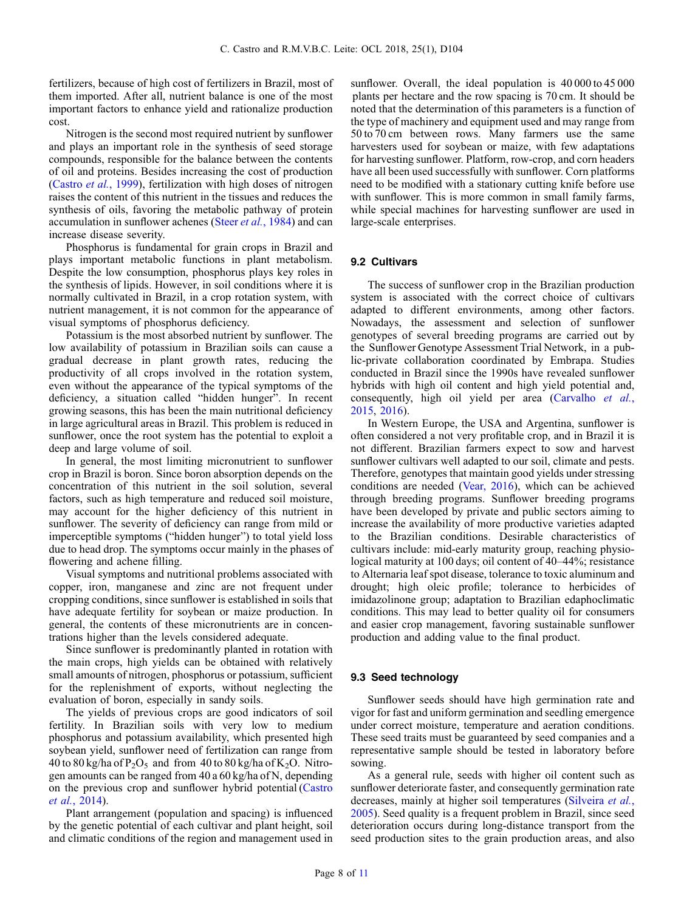fertilizers, because of high cost of fertilizers in Brazil, most of them imported. After all, nutrient balance is one of the most important factors to enhance yield and rationalize production cost.

Nitrogen is the second most required nutrient by sunflower and plays an important role in the synthesis of seed storage compounds, responsible for the balance between the contents of oil and proteins. Besides increasing the cost of production (Castro *et al.*, 1999), fertilization with high doses of nitrogen raises the content of this nutrient in the tissues and reduces the synthesis of oils, favoring the metabolic pathway of protein accumulation in sunflower achenes (Steer *et al.*, 1984) and can increase disease severity.

Phosphorus is fundamental for grain crops in Brazil and plays important metabolic functions in plant metabolism. Despite the low consumption, phosphorus plays key roles in the synthesis of lipids. However, in soil conditions where it is normally cultivated in Brazil, in a crop rotation system, with nutrient management, it is not common for the appearance of visual symptoms of phosphorus deficiency.

Potassium is the most absorbed nutrient by sunflower. The low availability of potassium in Brazilian soils can cause a gradual decrease in plant growth rates, reducing the productivity of all crops involved in the rotation system, even without the appearance of the typical symptoms of the deficiency, a situation called "hidden hunger". In recent growing seasons, this has been the main nutritional deficiency in large agricultural areas in Brazil. This problem is reduced in sunflower, once the root system has the potential to exploit a deep and large volume of soil.

In general, the most limiting micronutrient to sunflower crop in Brazil is boron. Since boron absorption depends on the concentration of this nutrient in the soil solution, several factors, such as high temperature and reduced soil moisture, may account for the higher deficiency of this nutrient in sunflower. The severity of deficiency can range from mild or imperceptible symptoms ("hidden hunger") to total yield loss due to head drop. The symptoms occur mainly in the phases of flowering and achene filling.

Visual symptoms and nutritional problems associated with copper, iron, manganese and zinc are not frequent under cropping conditions, since sunflower is established in soils that have adequate fertility for soybean or maize production. In general, the contents of these micronutrients are in concentrations higher than the levels considered adequate.

Since sunflower is predominantly planted in rotation with the main crops, high yields can be obtained with relatively small amounts of nitrogen, phosphorus or potassium, sufficient for the replenishment of exports, without neglecting the evaluation of boron, especially in sandy soils.

The yields of previous crops are good indicators of soil fertility. In Brazilian soils with very low to medium phosphorus and potassium availability, which presented high soybean yield, sunflower need of fertilization can range from 40 to 80 kg/ha of $P_2O_5$ and from 40 to 80 kg/ha of $K_2O$. Nitrogen amounts can be ranged from 40 a 60 kg/ha of N, depending on the previous crop and sunflower hybrid potential (Castro *et al.*, 2014).

Plant arrangement (population and spacing) is influenced by the genetic potential of each cultivar and plant height, soil and climatic conditions of the region and management used in sunflower. Overall, the ideal population is 40 000 to 45 000 plants per hectare and the row spacing is 70 cm. It should be noted that the determination of this parameters is a function of the type of machinery and equipment used and may range from 50 to 70 cm between rows. Many farmers use the same harvesters used for soybean or maize, with few adaptations for harvesting sunflower. Platform, row-crop, and corn headers have all been used successfully with sunflower. Corn platforms need to be modified with a stationary cutting knife before use with sunflower. This is more common in small family farms, while special machines for harvesting sunflower are used in large-scale enterprises.

### 9.2 Cultivars

The success of sunflower crop in the Brazilian production system is associated with the correct choice of cultivars adapted to different environments, among other factors. Nowadays, the assessment and selection of sunflower genotypes of several breeding programs are carried out by the Sunflower Genotype Assessment Trial Network, in a public-private collaboration coordinated by Embrapa. Studies conducted in Brazil since the 1990s have revealed sunflower hybrids with high oil content and high yield potential and, consequently, high oil yield per area (Carvalho *et al.*, 2015, 2016).

In Western Europe, the USA and Argentina, sunflower is often considered a not very profitable crop, and in Brazil it is not different. Brazilian farmers expect to sow and harvest sunflower cultivars well adapted to our soil, climate and pests. Therefore, genotypes that maintain good yields under stressing conditions are needed (Vear, 2016), which can be achieved through breeding programs. Sunflower breeding programs have been developed by private and public sectors aiming to increase the availability of more productive varieties adapted to the Brazilian conditions. Desirable characteristics of cultivars include: mid-early maturity group, reaching physiological maturity at 100 days; oil content of 40–44%; resistance to Alternaria leaf spot disease, tolerance to toxic aluminum and drought; high oleic profile; tolerance to herbicides of imidazolinone group; adaptation to Brazilian edaphoclimatic conditions. This may lead to better quality oil for consumers and easier crop management, favoring sustainable sunflower production and adding value to the final product.

### 9.3 Seed technology

Sunflower seeds should have high germination rate and vigor for fast and uniform germination and seedling emergence under correct moisture, temperature and aeration conditions. These seed traits must be guaranteed by seed companies and a representative sample should be tested in laboratory before sowing.

As a general rule, seeds with higher oil content such as sunflower deteriorate faster, and consequently germination rate decreases, mainly at higher soil temperatures (Silveira *et al.*, 2005). Seed quality is a frequent problem in Brazil, since seed deterioration occurs during long-distance transport from the seed production sites to the grain production areas, and also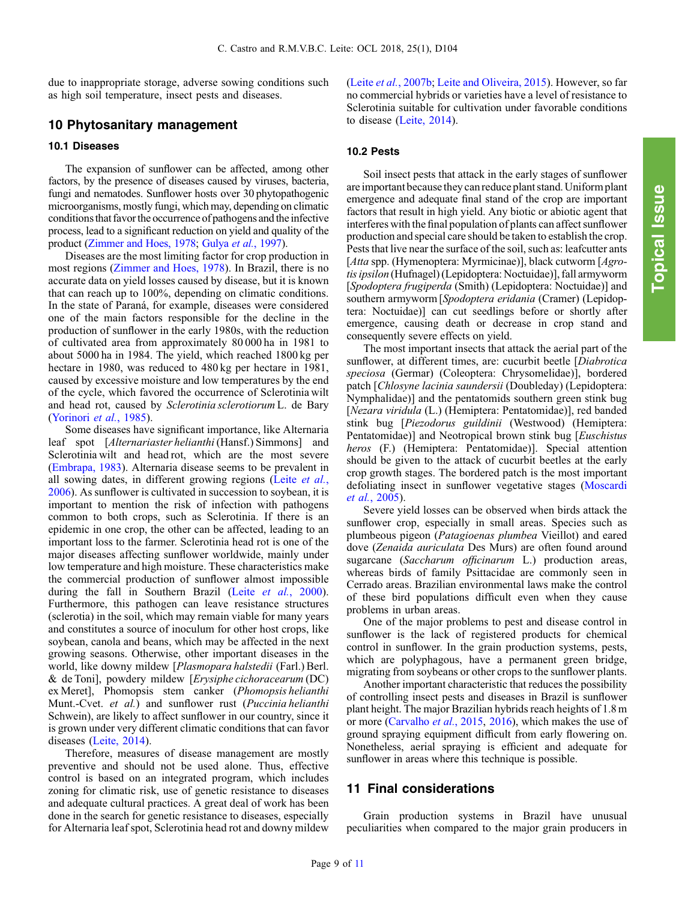due to inappropriate storage, adverse sowing conditions such as high soil temperature, insect pests and diseases.

## 10 Phytosanitary management

### 10.1 Diseases

The expansion of sunflower can be affected, among other factors, by the presence of diseases caused by viruses, bacteria, fungi and nematodes. Sunflower hosts over 30 phytopathogenic microorganisms, mostly fungi, which may, depending on climatic conditions that favor the occurrence of pathogens and the infective process, lead to a significant reduction on yield and quality of the product (Zimmer and Hoes, 1978; Gulya *et al.*, 1997).

Diseases are the most limiting factor for crop production in most regions (Zimmer and Hoes, 1978). In Brazil, there is no accurate data on yield losses caused by disease, but it is known that can reach up to 100%, depending on climatic conditions. In the state of Paraná, for example, diseases were considered one of the main factors responsible for the decline in the production of sunflower in the early 1980s, with the reduction of cultivated area from approximately 80 000 ha in 1981 to about 5000 ha in 1984. The yield, which reached 1800 kg per hectare in 1980, was reduced to 480 kg per hectare in 1981, caused by excessive moisture and low temperatures by the end of the cycle, which favored the occurrence of Sclerotinia wilt and head rot, caused by *Sclerotinia sclerotiorum* L. de Bary (Yorinori *et al.*, 1985).

Some diseases have significant importance, like Alternaria leaf spot [*Alternariaster helianthi* (Hansf.) Simmons] and Sclerotinia wilt and head rot, which are the most severe (Embrapa, 1983). Alternaria disease seems to be prevalent in all sowing dates, in different growing regions (Leite *et al.*, 2006). As sunflower is cultivated in succession to soybean, it is important to mention the risk of infection with pathogens common to both crops, such as Sclerotinia. If there is an epidemic in one crop, the other can be affected, leading to an important loss to the farmer. Sclerotinia head rot is one of the major diseases affecting sunflower worldwide, mainly under low temperature and high moisture. These characteristics make the commercial production of sunflower almost impossible during the fall in Southern Brazil (Leite *et al.*, 2000). Furthermore, this pathogen can leave resistance structures (sclerotia) in the soil, which may remain viable for many years and constitutes a source of inoculum for other host crops, like soybean, canola and beans, which may be affected in the next growing seasons. Otherwise, other important diseases in the world, like downy mildew [*Plasmopara halstedii* (Farl.) Berl. & de Toni], powdery mildew [*Erysiphe cichoracearum* (DC) ex Meret], Phomopsis stem canker (*Phomopsis helianthi* Munt.-Cvet. *et al.*) and sunflower rust (*Puccinia helianthi* Schwein), are likely to affect sunflower in our country, since it is grown under very different climatic conditions that can favor diseases (Leite, 2014).

Therefore, measures of disease management are mostly preventive and should not be used alone. Thus, effective control is based on an integrated program, which includes zoning for climatic risk, use of genetic resistance to diseases and adequate cultural practices. A great deal of work has been done in the search for genetic resistance to diseases, especially for Alternaria leaf spot, Sclerotinia head rot and downy mildew (Leite *et al.*, 2007b; Leite and Oliveira, 2015). However, so far no commercial hybrids or varieties have a level of resistance to Sclerotinia suitable for cultivation under favorable conditions to disease (Leite, 2014).

### 10.2 Pests

Soil insect pests that attack in the early stages of sunflower are important because they can reduce plant stand. Uniform plant emergence and adequate final stand of the crop are important factors that result in high yield. Any biotic or abiotic agent that interferes with the final population of plants can affect sunflower production and special care should be taken to establish the crop. Pests that live near the surface of the soil, such as: leafcutter ants [*Atta* spp. (Hymenoptera: Myrmicinae)], black cutworm [*Agrotis ipsilon* (Hufnagel) (Lepidoptera: Noctuidae)], fall armyworm [*Spodoptera frugiperda* (Smith) (Lepidoptera: Noctuidae)] and southern armyworm [*Spodoptera eridania* (Cramer) (Lepidoptera: Noctuidae)] can cut seedlings before or shortly after emergence, causing death or decrease in crop stand and consequently severe effects on yield.

The most important insects that attack the aerial part of the sunflower, at different times, are: cucurbit beetle [*Diabrotica speciosa* (Germar) (Coleoptera: Chrysomelidae)], bordered patch [*Chlosyne lacinia saundersii* (Doubleday) (Lepidoptera: Nymphalidae)] and the pentatomids southern green stink bug [*Nezara viridula* (L.) (Hemiptera: Pentatomidae)], red banded stink bug [*Piezodorus guildinii* (Westwood) (Hemiptera: Pentatomidae)] and Neotropical brown stink bug [*Euschistus heros* (F.) (Hemiptera: Pentatomidae)]. Special attention should be given to the attack of cucurbit beetles at the early crop growth stages. The bordered patch is the most important defoliating insect in sunflower vegetative stages (Moscardi *et al.*, 2005).

Severe yield losses can be observed when birds attack the sunflower crop, especially in small areas. Species such as plumbeous pigeon (*Patagioenas plumbea* Vieillot) and eared dove (*Zenaida auriculata* Des Murs) are often found around sugarcane (*Saccharum officinarum* L.) production areas, whereas birds of family Psittacidae are commonly seen in Cerrado areas. Brazilian environmental laws make the control of these bird populations difficult even when they cause problems in urban areas.

One of the major problems to pest and disease control in sunflower is the lack of registered products for chemical control in sunflower. In the grain production systems, pests, which are polyphagous, have a permanent green bridge, migrating from soybeans or other crops to the sunflower plants.

Another important characteristic that reduces the possibility of controlling insect pests and diseases in Brazil is sunflower plant height. The major Brazilian hybrids reach heights of 1.8 m or more (Carvalho *et al.*, 2015, 2016), which makes the use of ground spraying equipment difficult from early flowering on. Nonetheless, aerial spraying is efficient and adequate for sunflower in areas where this technique is possible.

## 11 Final considerations

Grain production systems in Brazil have unusual peculiarities when compared to the major grain producers in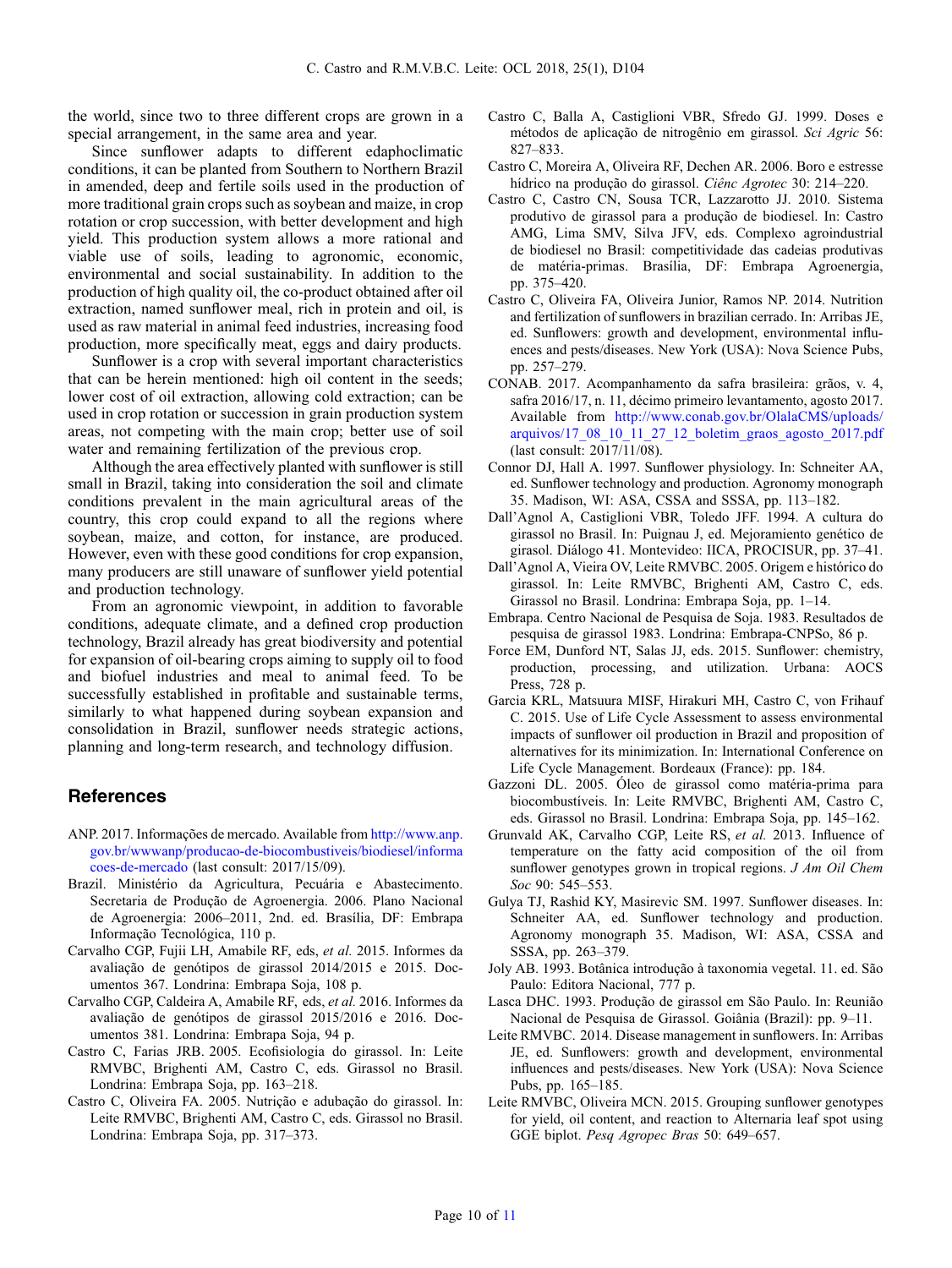the world, since two to three different crops are grown in a special arrangement, in the same area and year.

Since sunflower adapts to different edaphoclimatic conditions, it can be planted from Southern to Northern Brazil in amended, deep and fertile soils used in the production of more traditional grain crops such as soybean and maize, in crop rotation or crop succession, with better development and high yield. This production system allows a more rational and viable use of soils, leading to agronomic, economic, environmental and social sustainability. In addition to the production of high quality oil, the co-product obtained after oil extraction, named sunflower meal, rich in protein and oil, is used as raw material in animal feed industries, increasing food production, more specifically meat, eggs and dairy products.

Sunflower is a crop with several important characteristics that can be herein mentioned: high oil content in the seeds; lower cost of oil extraction, allowing cold extraction; can be used in crop rotation or succession in grain production system areas, not competing with the main crop; better use of soil water and remaining fertilization of the previous crop.

Although the area effectively planted with sunflower is still small in Brazil, taking into consideration the soil and climate conditions prevalent in the main agricultural areas of the country, this crop could expand to all the regions where soybean, maize, and cotton, for instance, are produced. However, even with these good conditions for crop expansion, many producers are still unaware of sunflower yield potential and production technology.

From an agronomic viewpoint, in addition to favorable conditions, adequate climate, and a defined crop production technology, Brazil already has great biodiversity and potential for expansion of oil-bearing crops aiming to supply oil to food and biofuel industries and meal to animal feed. To be successfully established in profitable and sustainable terms, similarly to what happened during soybean expansion and consolidation in Brazil, sunflower needs strategic actions, planning and long-term research, and technology diffusion.

## References

ANP. 2017. Informações de mercado. Available from http://www.anp.gov.br/wwwanp/producao-de-biocombustiveis/biodiesel/informacoes-de-mercado (last consult: 2017/15/09).

Brazil. Ministério da Agricultura, Pecuária e Abastecimento. Secretaria de Produção de Agroenergia. 2006. Plano Nacional de Agroenergia: 2006–2011, 2nd. ed. Brasília, DF: Embrapa Informação Tecnológica, 110 p.

Carvalho CGP, Fujii LH, Amabile RF, eds, *et al.* 2015. Informes da avaliação de genótipos de girassol 2014/2015 e 2015. Documentos 367. Londrina: Embrapa Soja, 108 p.

Carvalho CGP, Caldeira A, Amabile RF, eds, *et al.* 2016. Informes da avaliação de genótipos de girassol 2015/2016 e 2016. Documentos 381. Londrina: Embrapa Soja, 94 p.

Castro C, Farias JRB. 2005. Ecofisiologia do girassol. In: Leite RMVBC, Brighenti AM, Castro C, eds. Girassol no Brasil. Londrina: Embrapa Soja, pp. 163–218.

Castro C, Oliveira FA. 2005. Nutrição e adubação do girassol. In: Leite RMVBC, Brighenti AM, Castro C, eds. Girassol no Brasil. Londrina: Embrapa Soja, pp. 317–373.

Castro C, Balla A, Castiglioni VBR, Sfredo GJ. 1999. Doses e métodos de aplicação de nitrogênio em girassol. *Sci Agric* 56: 827–833.

Castro C, Moreira A, Oliveira RF, Dechen AR. 2006. Boro e estresse hídrico na produção do girassol. *Ciênc Agrotec* 30: 214–220.

Castro C, Castro CN, Sousa TCR, Lazzarotto JJ. 2010. Sistema produtivo de girassol para a produção de biodiesel. In: Castro AMG, Lima SMV, Silva JFV, eds. Complexo agroindustrial de biodiesel no Brasil: competitividade das cadeias produtivas de matéria-primas. Brasília, DF: Embrapa Agroenergia, pp. 375–420.

Castro C, Oliveira FA, Oliveira Junior, Ramos NP. 2014. Nutrition and fertilization of sunflowers in brazilian cerrado. In: Arribas JE, ed. Sunflowers: growth and development, environmental influences and pests/diseases. New York (USA): Nova Science Pubs, pp. 257–279.

CONAB. 2017. Acompanhamento da safra brasileira: grãos, v. 4, safra 2016/17, n. 11, décimo primeiro levantamento, agosto 2017. Available from http://www.conab.gov.br/OlalaCMS/uploads/arquivos/17_08_10_11_27_12_boletim_graos_agosto_2017.pdf (last consult: 2017/11/08).

Connor DJ, Hall A. 1997. Sunflower physiology. In: Schneiter AA, ed. Sunflower technology and production. Agronomy monograph 35. Madison, WI: ASA, CSSA and SSSA, pp. 113–182.

Dall'Agnol A, Castiglioni VBR, Toledo JFF. 1994. A cultura do girassol no Brasil. In: Puignau J, ed. Mejoramiento genético de girasol. Diálogo 41. Montevideo: IICA, PROCISUR, pp. 37–41.

Dall'Agnol A, Vieira OV, Leite RMVBC. 2005. Origem e histórico do girassol. In: Leite RMVBC, Brighenti AM, Castro C, eds. Girassol no Brasil. Londrina: Embrapa Soja, pp. 1–14.

Embrapa. Centro Nacional de Pesquisa de Soja. 1983. Resultados de pesquisa de girassol 1983. Londrina: Embrapa-CNPSo, 86 p.

Force EM, Dunford NT, Salas JJ, eds. 2015. Sunflower: chemistry, production, processing, and utilization. Urbana: AOCS Press, 728 p.

Garcia KRL, Matsuura MISF, Hirakuri MH, Castro C, von Frihauf C. 2015. Use of Life Cycle Assessment to assess environmental impacts of sunflower oil production in Brazil and proposition of alternatives for its minimization. In: International Conference on Life Cycle Management. Bordeaux (France): pp. 184.

Gazzoni DL. 2005. Óleo de girassol como matéria-prima para biocombustíveis. In: Leite RMVBC, Brighenti AM, Castro C, eds. Girassol no Brasil. Londrina: Embrapa Soja, pp. 145–162.

Grunvald AK, Carvalho CGP, Leite RS, *et al.* 2013. Influence of temperature on the fatty acid composition of the oil from sunflower genotypes grown in tropical regions. *J Am Oil Chem Soc* 90: 545–553.

Gulya TJ, Rashid KY, Masirevic SM. 1997. Sunflower diseases. In: Schneiter AA, ed. Sunflower technology and production. Agronomy monograph 35. Madison, WI: ASA, CSSA and SSSA, pp. 263–379.

Joly AB. 1993. Botânica introdução à taxonomia vegetal. 11. ed. São Paulo: Editora Nacional, 777 p.

Lasca DHC. 1993. Produção de girassol em São Paulo. In: Reunião Nacional de Pesquisa de Girassol. Goiânia (Brazil): pp. 9–11.

Leite RMVBC. 2014. Disease management in sunflowers. In: Arribas JE, ed. Sunflowers: growth and development, environmental influences and pests/diseases. New York (USA): Nova Science Pubs, pp. 165–185.

Leite RMVBC, Oliveira MCN. 2015. Grouping sunflower genotypes for yield, oil content, and reaction to Alternaria leaf spot using GGE biplot. *Pesq Agropec Bras* 50: 649–657.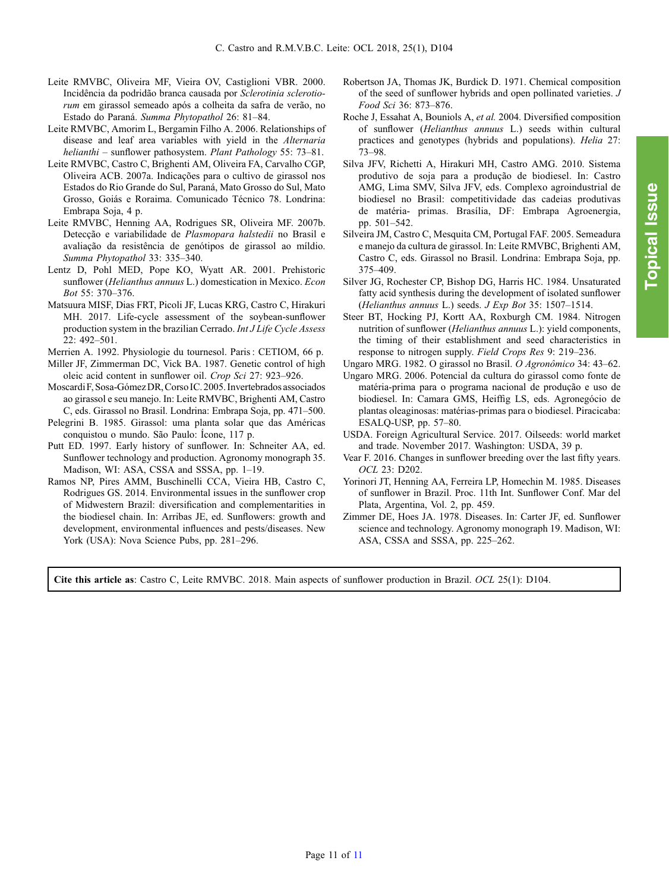Leite RMVBC, Oliveira MF, Vieira OV, Castiglioni VBR. 2000. Incidência da podridão branca causada por *Sclerotinia sclerotiorum* em girassol semeado após a colheita da safra de verão, no Estado do Paraná. *Summa Phytopathol* 26: 81–84.

Leite RMVBC, Amorim L, Bergamin Filho A. 2006. Relationships of disease and leaf area variables with yield in the *Alternaria helianthi* – sunflower pathosystem. *Plant Pathology* 55: 73–81.

Leite RMVBC, Castro C, Brighenti AM, Oliveira FA, Carvalho CGP, Oliveira ACB. 2007a. Indicações para o cultivo de girassol nos Estados do Rio Grande do Sul, Paraná, Mato Grosso do Sul, Mato Grosso, Goiás e Roraima. Comunicado Técnico 78. Londrina: Embrapa Soja, 4 p.

Leite RMVBC, Henning AA, Rodrigues SR, Oliveira MF. 2007b. Detecção e variabilidade de *Plasmopara halstedii* no Brasil e avaliação da resistência de genótipos de girassol ao míldio. *Summa Phytopathol* 33: 335–340.

Lentz D, Pohl MED, Pope KO, Wyatt AR. 2001. Prehistoric sunflower (*Helianthus annuus* L.) domestication in Mexico. *Econ Bot* 55: 370–376.

Matsuura MISF, Dias FRT, Picoli JF, Lucas KRG, Castro C, Hirakuri MH. 2017. Life-cycle assessment of the soybean-sunflower production system in the brazilian Cerrado. *Int J Life Cycle Assess* 22: 492–501.

Merrien A. 1992. Physiologie du tournesol. Paris : CETIOM, 66 p.

Miller JF, Zimmerman DC, Vick BA. 1987. Genetic control of high oleic acid content in sunflower oil. *Crop Sci* 27: 923–926.

Moscardi F, Sosa-Gómez DR, Corso IC. 2005. Invertebrados associados ao girassol e seu manejo. In: Leite RMVBC, Brighenti AM, Castro C, eds. Girassol no Brasil. Londrina: Embrapa Soja, pp. 471–500.

Pelegrini B. 1985. Girassol: uma planta solar que das Américas conquistou o mundo. São Paulo: Ícone, 117 p.

Putt ED. 1997. Early history of sunflower. In: Schneiter AA, ed. Sunflower technology and production. Agronomy monograph 35. Madison, WI: ASA, CSSA and SSSA, pp. 1–19.

Ramos NP, Pires AMM, Buschinelli CCA, Vieira HB, Castro C, Rodrigues GS. 2014. Environmental issues in the sunflower crop of Midwestern Brazil: diversification and complementarities in the biodiesel chain. In: Arribas JE, ed. Sunflowers: growth and development, environmental influences and pests/diseases. New York (USA): Nova Science Pubs, pp. 281–296.

Robertson JA, Thomas JK, Burdick D. 1971. Chemical composition of the seed of sunflower hybrids and open pollinated varieties. *J Food Sci* 36: 873–876.

Roche J, Essahat A, Bouniols A, *et al.* 2004. Diversified composition of sunflower (*Helianthus annuus* L.) seeds within cultural practices and genotypes (hybrids and populations). *Helia* 27: 73–98.

Silva JFV, Richetti A, Hirakuri MH, Castro AMG. 2010. Sistema produtivo de soja para a produção de biodiesel. In: Castro AMG, Lima SMV, Silva JFV, eds. Complexo agroindustrial de biodiesel no Brasil: competitividade das cadeias produtivas de matéria- primas. Brasília, DF: Embrapa Agroenergia, pp. 501–542.

Silveira JM, Castro C, Mesquita CM, Portugal FAF. 2005. Semeadura e manejo da cultura de girassol. In: Leite RMVBC, Brighenti AM, Castro C, eds. Girassol no Brasil. Londrina: Embrapa Soja, pp. 375–409.

Silver JG, Rochester CP, Bishop DG, Harris HC. 1984. Unsaturated fatty acid synthesis during the development of isolated sunflower (*Helianthus annuus* L.) seeds. *J Exp Bot* 35: 1507–1514.

Steer BT, Hocking PJ, Kortt AA, Roxburgh CM. 1984. Nitrogen nutrition of sunflower (*Helianthus annuus* L.): yield components, the timing of their establishment and seed characteristics in response to nitrogen supply. *Field Crops Res* 9: 219–236.

Ungaro MRG. 1982. O girassol no Brasil. *O Agronômico* 34: 43–62.

Ungaro MRG. 2006. Potencial da cultura do girassol como fonte de matéria-prima para o programa nacional de produção e uso de biodiesel. In: Camara GMS, Heiffig LS, eds. Agronegócio de plantas oleaginosas: matérias-primas para o biodiesel. Piracicaba: ESALQ-USP, pp. 57–80.

USDA. Foreign Agricultural Service. 2017. Oilseeds: world market and trade. November 2017. Washington: USDA, 39 p.

Vear F. 2016. Changes in sunflower breeding over the last fifty years. *OCL* 23: D202.

Yorinori JT, Henning AA, Ferreira LP, Homechin M. 1985. Diseases of sunflower in Brazil. Proc. 11th Int. Sunflower Conf. Mar del Plata, Argentina, Vol. 2, pp. 459.

Zimmer DE, Hoes JA. 1978. Diseases. In: Carter JF, ed. Sunflower science and technology. Agronomy monograph 19. Madison, WI: ASA, CSSA and SSSA, pp. 225–262.

**Cite this article as**: Castro C, Leite RMVBC. 2018. Main aspects of sunflower production in Brazil. *OCL* 25(1): D104.